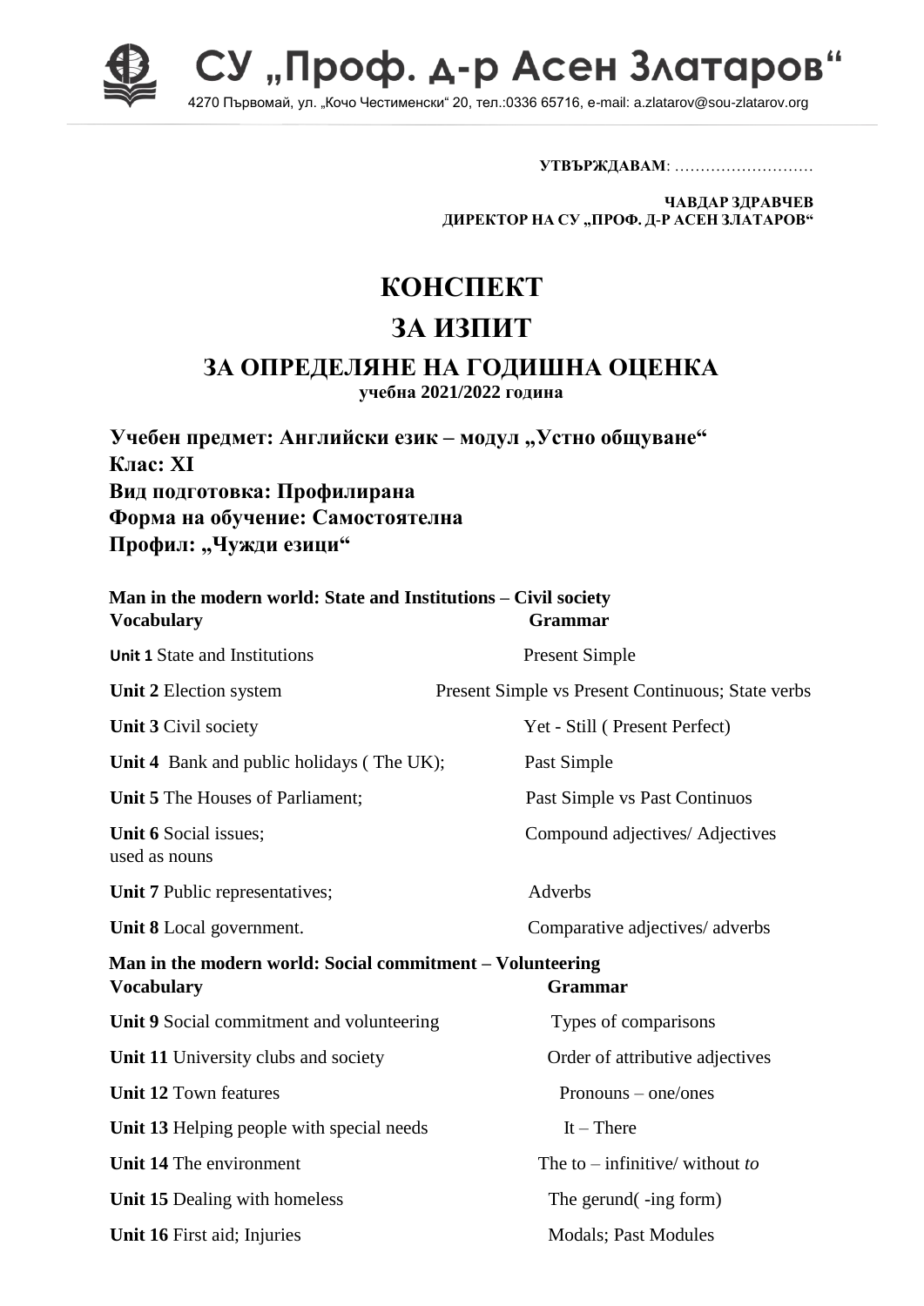# СУ „Проф. д-р Асен Златаров“

4270 Първомай, ул. „Кочо Честименски“ 20, тел.:0336 65716, e-mail: a.zlatarov@sou-zlatarov.org

**УТВЪРЖДАВАМ**: ………………………

**ЧАВДАР ЗДРАВЧЕВ**
**ДИРЕКТОР НА СУ „ПРОФ. Д-Р АСЕН ЗЛАТАРОВ“**

# КОНСПЕКТ

# ЗА ИЗПИТ

## ЗА ОПРЕДЕЛЯНЕ НА ГОДИШНА ОЦЕНКА

**учебна 2021/2022 година**

**Учебен предмет: Английски език – модул „Устно общуване“**
**Клас: XI**
**Вид подготовка: Профилирана**
**Форма на обучение: Самостоятелна**
**Профил: „Чужди езици“**

**Man in the modern world: State and Institutions – Civil society**

| **Vocabulary** | **Grammar** |
|---|---|
| **Unit 1** State and Institutions | Present Simple |
| **Unit 2** Election system | Present Simple vs Present Continuous; State verbs |
| **Unit 3** Civil society | Yet - Still ( Present Perfect) |
| **Unit 4** Bank and public holidays ( The UK); | Past Simple |
| **Unit 5** The Houses of Parliament; | Past Simple vs Past Continuos |
| **Unit 6** Social issues; | Compound adjectives/ Adjectives used as nouns |
| **Unit 7** Public representatives; | Adverbs |
| **Unit 8** Local government. | Comparative adjectives/ adverbs |

**Man in the modern world: Social commitment – Volunteering**

| **Vocabulary** | **Grammar** |
|---|---|
| **Unit 9** Social commitment and volunteering | Types of comparisons |
| **Unit 11** University clubs and society | Order of attributive adjectives |
| **Unit 12** Town features | Pronouns – one/ones |
| **Unit 13** Helping people with special needs | It – There |
| **Unit 14** The environment | The to – infinitive/ without *to* |
| **Unit 15** Dealing with homeless | The gerund( -ing form) |
| **Unit 16** First aid; Injuries | Modals; Past Modules |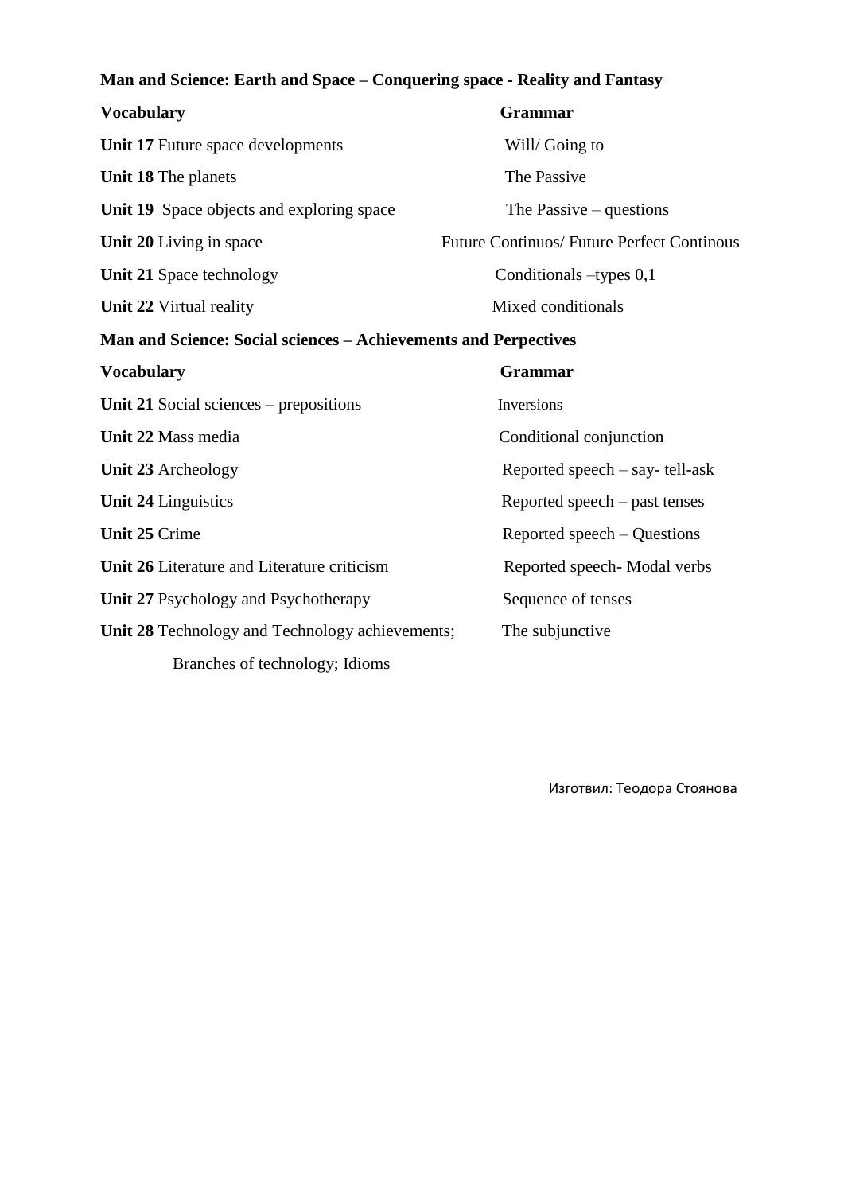**Man and Science: Earth and Space – Conquering space - Reality and Fantasy**

| Vocabulary | Grammar |
|---|---|
| **Unit 17** Future space developments | Will/ Going to |
| **Unit 18** The planets | The Passive |
| **Unit 19** Space objects and exploring space | The Passive – questions |
| **Unit 20** Living in space | Future Continuos/ Future Perfect Continous |
| **Unit 21** Space technology | Conditionals –types 0,1 |
| **Unit 22** Virtual reality | Mixed conditionals |

**Man and Science: Social sciences – Achievements and Perpectives**

| Vocabulary | Grammar |
|---|---|
| **Unit 21** Social sciences – prepositions | Inversions |
| **Unit 22** Mass media | Conditional conjunction |
| **Unit 23** Archeology | Reported speech – say- tell-ask |
| **Unit 24** Linguistics | Reported speech – past tenses |
| **Unit 25** Crime | Reported speech – Questions |
| **Unit 26** Literature and Literature criticism | Reported speech- Modal verbs |
| **Unit 27** Psychology and Psychotherapy | Sequence of tenses |
| **Unit 28** Technology and Technology achievements; Branches of technology; Idioms | The subjunctive |

Изготвил: Теодора Стоянова